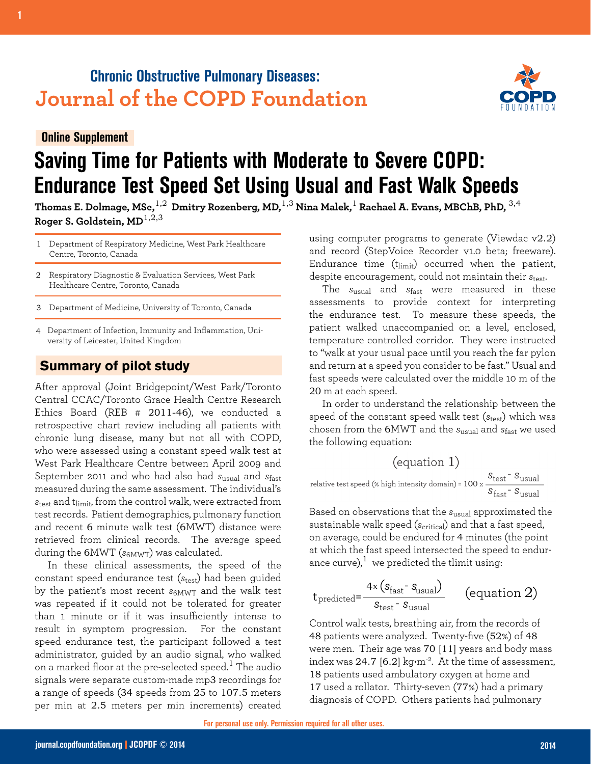**Chronic Obstructive Pulmonary Diseases:**
**Journal of the COPD Foundation**

**Online Supplement**

# Saving Time for Patients with Moderate to Severe COPD: Endurance Test Speed Set Using Usual and Fast Walk Speeds

**Thomas E. Dolmage, MSc,[1,2] Dmitry Rozenberg, MD,[1,3] Nina Malek,[1] Rachael A. Evans, MBChB, PhD,[3,4] Roger S. Goldstein, MD[1,2,3]**

1 Department of Respiratory Medicine, West Park Healthcare Centre, Toronto, Canada

2 Respiratory Diagnostic & Evaluation Services, West Park Healthcare Centre, Toronto, Canada

3 Department of Medicine, University of Toronto, Canada

4 Department of Infection, Immunity and Inflammation, University of Leicester, United Kingdom

## Summary of pilot study

After approval (Joint Bridgepoint/West Park/Toronto Central CCAC/Toronto Grace Health Centre Research Ethics Board (REB # 2011-46), we conducted a retrospective chart review including all patients with chronic lung disease, many but not all with COPD, who were assessed using a constant speed walk test at West Park Healthcare Centre between April 2009 and September 2011 and who had also had $s_{usual}$ and $s_{fast}$ measured during the same assessment. The individual's $s_{test}$ and $t_{limit}$, from the control walk, were extracted from test records. Patient demographics, pulmonary function and recent 6 minute walk test (6MWT) distance were retrieved from clinical records. The average speed during the 6MWT ($s_{6MWT}$) was calculated.

In these clinical assessments, the speed of the constant speed endurance test ($s_{test}$) had been guided by the patient's most recent $s_{6MWT}$ and the walk test was repeated if it could not be tolerated for greater than 1 minute or if it was insufficiently intense to result in symptom progression. For the constant speed endurance test, the participant followed a test administrator, guided by an audio signal, who walked on a marked floor at the pre-selected speed.[1] The audio signals were separate custom-made mp3 recordings for a range of speeds (34 speeds from 25 to 107.5 meters per min at 2.5 meters per min increments) created using computer programs to generate (Viewdac v2.2) and record (StepVoice Recorder v1.0 beta; freeware). Endurance time ($t_{limit}$) occurred when the patient, despite encouragement, could not maintain their $s_{test}$.

The $s_{usual}$ and $s_{fast}$ were measured in these assessments to provide context for interpreting the endurance test. To measure these speeds, the patient walked unaccompanied on a level, enclosed, temperature controlled corridor. They were instructed to "walk at your usual pace until you reach the far pylon and return at a speed you consider to be fast." Usual and fast speeds were calculated over the middle 10 m of the 20 m at each speed.

In order to understand the relationship between the speed of the constant speed walk test ($s_{test}$) which was chosen from the 6MWT and the $s_{usual}$ and $s_{fast}$ we used the following equation:

(equation 1)

$$\text{relative test speed (\% high intensity domain)} = 100 \times \frac{s_{test} - s_{usual}}{s_{fast} - s_{usual}}$$

Based on observations that the $s_{usual}$ approximated the sustainable walk speed ($s_{critical}$) and that a fast speed, on average, could be endured for 4 minutes (the point at which the fast speed intersected the speed to endurance curve),[1] we predicted the tlimit using:

$$t_{predicted} = \frac{4 \times (s_{fast} - s_{usual})}{s_{test} - s_{usual}} \qquad \text{(equation 2)}$$

Control walk tests, breathing air, from the records of 48 patients were analyzed. Twenty-five (52%) of 48 were men. Their age was 70 [11] years and body mass index was 24.7 [6.2] kg•m$^{-2}$. At the time of assessment, 18 patients used ambulatory oxygen at home and 17 used a rollator. Thirty-seven (77%) had a primary diagnosis of COPD. Others patients had pulmonary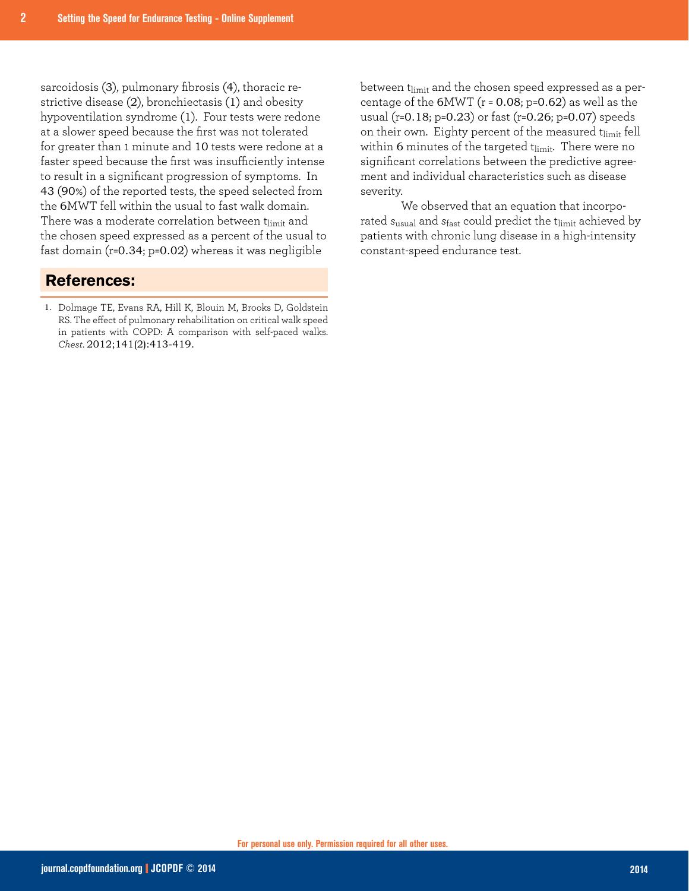sarcoidosis (3), pulmonary fibrosis (4), thoracic restrictive disease (2), bronchiectasis (1) and obesity hypoventilation syndrome (1). Four tests were redone at a slower speed because the first was not tolerated for greater than 1 minute and 10 tests were redone at a faster speed because the first was insufficiently intense to result in a significant progression of symptoms. In 43 (90%) of the reported tests, the speed selected from the 6MWT fell within the usual to fast walk domain. There was a moderate correlation between $t_{limit}$ and the chosen speed expressed as a percent of the usual to fast domain ($r=0.34$; $p=0.02$) whereas it was negligible between $t_{limit}$ and the chosen speed expressed as a percentage of the 6MWT ($r = 0.08$; $p=0.62$) as well as the usual ($r=0.18$; $p=0.23$) or fast ($r=0.26$; $p=0.07$) speeds on their own. Eighty percent of the measured $t_{limit}$ fell within 6 minutes of the targeted $t_{limit}$. There were no significant correlations between the predictive agreement and individual characteristics such as disease severity.

We observed that an equation that incorporated $s_{usual}$ and $s_{fast}$ could predict the $t_{limit}$ achieved by patients with chronic lung disease in a high-intensity constant-speed endurance test.

## References:

1. Dolmage TE, Evans RA, Hill K, Blouin M, Brooks D, Goldstein RS. The effect of pulmonary rehabilitation on critical walk speed in patients with COPD: A comparison with self-paced walks. *Chest.* 2012;141(2):413-419.